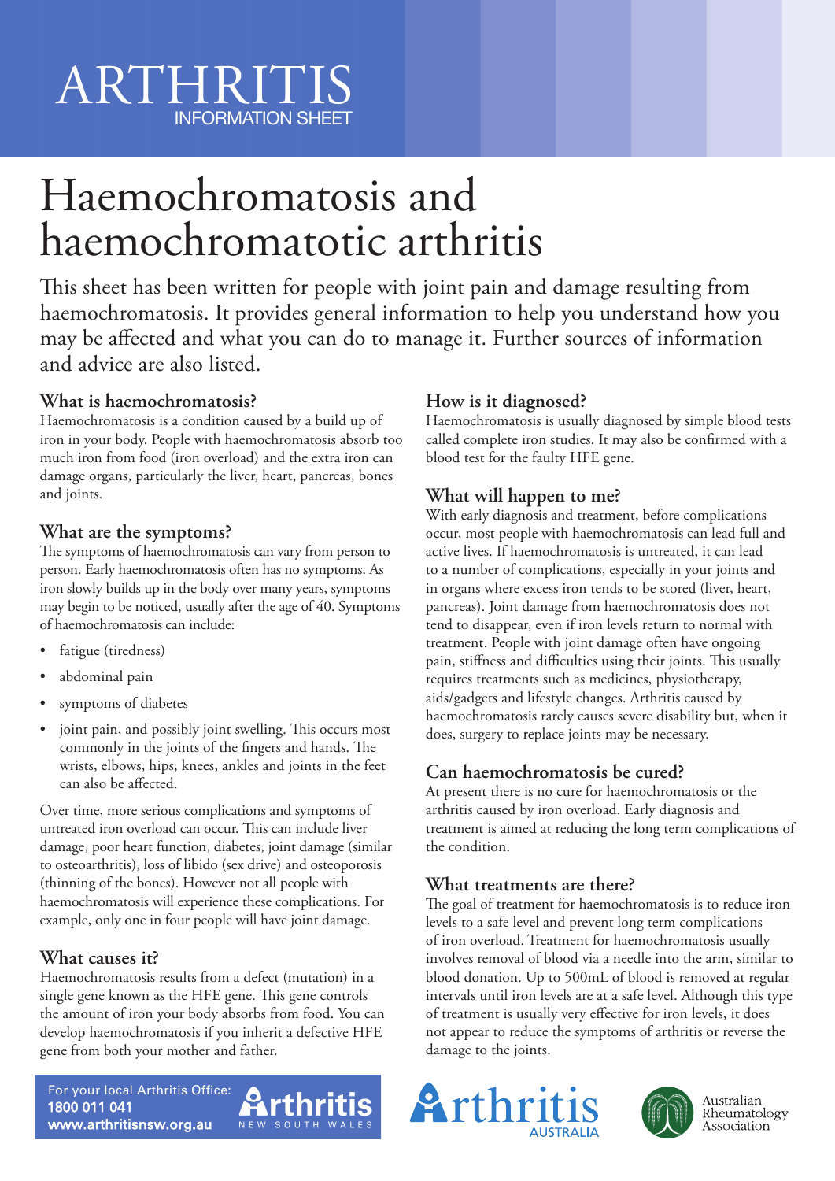ARTHRITIS
INFORMATION SHEET

# Haemochromatosis and haemochromatotic arthritis

This sheet has been written for people with joint pain and damage resulting from haemochromatosis. It provides general information to help you understand how you may be affected and what you can do to manage it. Further sources of information and advice are also listed.

## What is haemochromatosis?

Haemochromatosis is a condition caused by a build up of iron in your body. People with haemochromatosis absorb too much iron from food (iron overload) and the extra iron can damage organs, particularly the liver, heart, pancreas, bones and joints.

## What are the symptoms?

The symptoms of haemochromatosis can vary from person to person. Early haemochromatosis often has no symptoms. As iron slowly builds up in the body over many years, symptoms may begin to be noticed, usually after the age of 40. Symptoms of haemochromatosis can include:

- fatigue (tiredness)
- abdominal pain
- symptoms of diabetes
- joint pain, and possibly joint swelling. This occurs most commonly in the joints of the fingers and hands. The wrists, elbows, hips, knees, ankles and joints in the feet can also be affected.

Over time, more serious complications and symptoms of untreated iron overload can occur. This can include liver damage, poor heart function, diabetes, joint damage (similar to osteoarthritis), loss of libido (sex drive) and osteoporosis (thinning of the bones). However not all people with haemochromatosis will experience these complications. For example, only one in four people will have joint damage.

## What causes it?

Haemochromatosis results from a defect (mutation) in a single gene known as the HFE gene. This gene controls the amount of iron your body absorbs from food. You can develop haemochromatosis if you inherit a defective HFE gene from both your mother and father.

## How is it diagnosed?

Haemochromatosis is usually diagnosed by simple blood tests called complete iron studies. It may also be confirmed with a blood test for the faulty HFE gene.

## What will happen to me?

With early diagnosis and treatment, before complications occur, most people with haemochromatosis can lead full and active lives. If haemochromatosis is untreated, it can lead to a number of complications, especially in your joints and in organs where excess iron tends to be stored (liver, heart, pancreas). Joint damage from haemochromatosis does not tend to disappear, even if iron levels return to normal with treatment. People with joint damage often have ongoing pain, stiffness and difficulties using their joints. This usually requires treatments such as medicines, physiotherapy, aids/gadgets and lifestyle changes. Arthritis caused by haemochromatosis rarely causes severe disability but, when it does, surgery to replace joints may be necessary.

## Can haemochromatosis be cured?

At present there is no cure for haemochromatosis or the arthritis caused by iron overload. Early diagnosis and treatment is aimed at reducing the long term complications of the condition.

## What treatments are there?

The goal of treatment for haemochromatosis is to reduce iron levels to a safe level and prevent long term complications of iron overload. Treatment for haemochromatosis usually involves removal of blood via a needle into the arm, similar to blood donation. Up to 500mL of blood is removed at regular intervals until iron levels are at a safe level. Although this type of treatment is usually very effective for iron levels, it does not appear to reduce the symptoms of arthritis or reverse the damage to the joints.

For your local Arthritis Office:
**1800 011 041**
**www.arthritisnsw.org.au**

Arthritis New South Wales | Arthritis Australia | Australian Rheumatology Association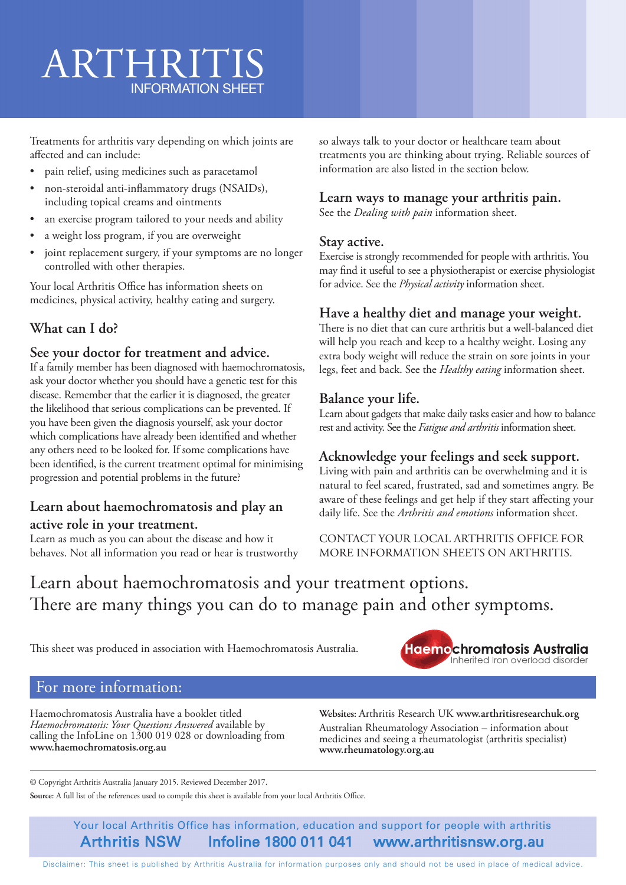# ARTHRITIS
INFORMATION SHEET

Treatments for arthritis vary depending on which joints are affected and can include:

- pain relief, using medicines such as paracetamol
- non-steroidal anti-inflammatory drugs (NSAIDs), including topical creams and ointments
- an exercise program tailored to your needs and ability
- a weight loss program, if you are overweight
- joint replacement surgery, if your symptoms are no longer controlled with other therapies.

Your local Arthritis Office has information sheets on medicines, physical activity, healthy eating and surgery.

## What can I do?

### See your doctor for treatment and advice.

If a family member has been diagnosed with haemochromatosis, ask your doctor whether you should have a genetic test for this disease. Remember that the earlier it is diagnosed, the greater the likelihood that serious complications can be prevented. If you have been given the diagnosis yourself, ask your doctor which complications have already been identified and whether any others need to be looked for. If some complications have been identified, is the current treatment optimal for minimising progression and potential problems in the future?

### Learn about haemochromatosis and play an active role in your treatment.

Learn as much as you can about the disease and how it behaves. Not all information you read or hear is trustworthy so always talk to your doctor or healthcare team about treatments you are thinking about trying. Reliable sources of information are also listed in the section below.

### Learn ways to manage your arthritis pain.

See the *Dealing with pain* information sheet.

### Stay active.

Exercise is strongly recommended for people with arthritis. You may find it useful to see a physiotherapist or exercise physiologist for advice. See the *Physical activity* information sheet.

### Have a healthy diet and manage your weight.

There is no diet that can cure arthritis but a well-balanced diet will help you reach and keep to a healthy weight. Losing any extra body weight will reduce the strain on sore joints in your legs, feet and back. See the *Healthy eating* information sheet.

### Balance your life.

Learn about gadgets that make daily tasks easier and how to balance rest and activity. See the *Fatigue and arthritis* information sheet.

### Acknowledge your feelings and seek support.

Living with pain and arthritis can be overwhelming and it is natural to feel scared, frustrated, sad and sometimes angry. Be aware of these feelings and get help if they start affecting your daily life. See the *Arthritis and emotions* information sheet.

CONTACT YOUR LOCAL ARTHRITIS OFFICE FOR MORE INFORMATION SHEETS ON ARTHRITIS.

Learn about haemochromatosis and your treatment options. There are many things you can do to manage pain and other symptoms.

This sheet was produced in association with Haemochromatosis Australia.

Haemochromatosis Australia
Inherited Iron overload disorder

## For more information:

Haemochromatosis Australia have a booklet titled *Haemochromatosis: Your Questions Answered* available by calling the InfoLine on 1300 019 028 or downloading from **www.haemochromatosis.org.au**

**Websites:** Arthritis Research UK **www.arthritisresearchuk.org**

Australian Rheumatology Association – information about medicines and seeing a rheumatologist (arthritis specialist) **www.rheumatology.org.au**

© Copyright Arthritis Australia January 2015. Reviewed December 2017.

**Source:** A full list of the references used to compile this sheet is available from your local Arthritis Office.

Your local Arthritis Office has information, education and support for people with arthritis

**Arthritis NSW    Infoline 1800 011 041    www.arthritisnsw.org.au**

Disclaimer: This sheet is published by Arthritis Australia for information purposes only and should not be used in place of medical advice.